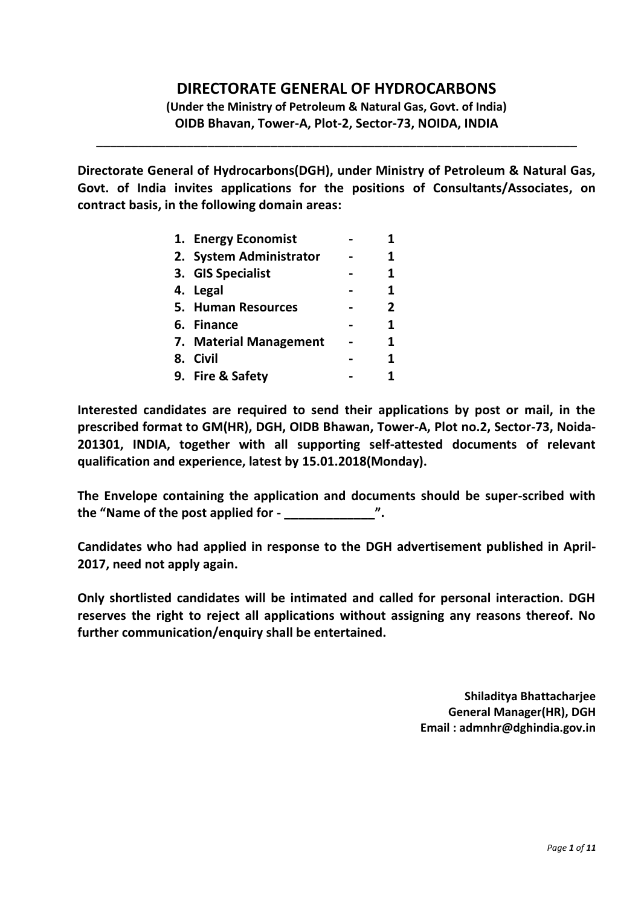# DIRECTORATE GENERAL OF HYDROCARBONS

**(Under the Ministry of Petroleum & Natural Gas, Govt. of India)**
**OIDB Bhavan, Tower-A, Plot-2, Sector-73, NOIDA, INDIA**

---

**Directorate General of Hydrocarbons(DGH), under Ministry of Petroleum & Natural Gas, Govt. of India invites applications for the positions of Consultants/Associates, on contract basis, in the following domain areas:**

1. **Energy Economist - 1**
2. **System Administrator - 1**
3. **GIS Specialist - 1**
4. **Legal - 1**
5. **Human Resources - 2**
6. **Finance - 1**
7. **Material Management - 1**
8. **Civil - 1**
9. **Fire & Safety - 1**

**Interested candidates are required to send their applications by post or mail, in the prescribed format to GM(HR), DGH, OIDB Bhawan, Tower-A, Plot no.2, Sector-73, Noida-201301, INDIA, together with all supporting self-attested documents of relevant qualification and experience, latest by 15.01.2018(Monday).**

**The Envelope containing the application and documents should be super-scribed with the "Name of the post applied for - _____________".**

**Candidates who had applied in response to the DGH advertisement published in April-2017, need not apply again.**

**Only shortlisted candidates will be intimated and called for personal interaction. DGH reserves the right to reject all applications without assigning any reasons thereof. No further communication/enquiry shall be entertained.**

**Shiladitya Bhattacharjee**
**General Manager(HR), DGH**
**Email : admnhr@dghindia.gov.in**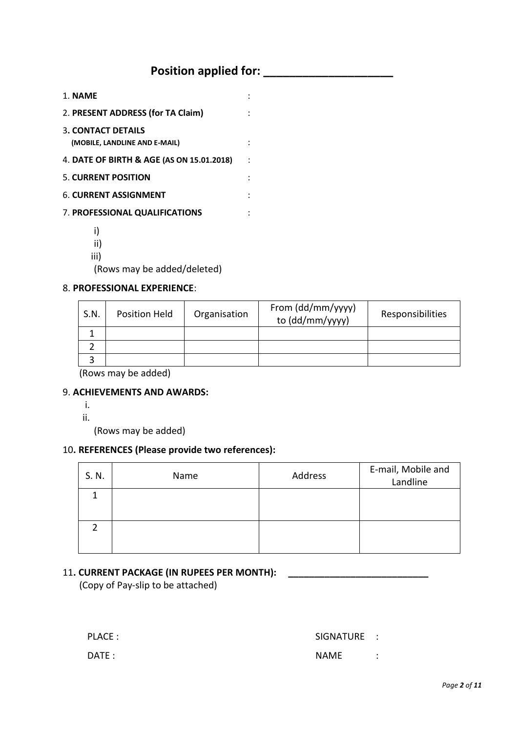## Position applied for: ____________________

1. **NAME** :

2. **PRESENT ADDRESS (for TA Claim)** :

3. **CONTACT DETAILS (MOBILE, LANDLINE AND E-MAIL)** :

4. **DATE OF BIRTH & AGE (AS ON 15.01.2018)** :

5. **CURRENT POSITION** :

6. **CURRENT ASSIGNMENT** :

7. **PROFESSIONAL QUALIFICATIONS** :

   i)
   ii)
   iii)
   (Rows may be added/deleted)

8. **PROFESSIONAL EXPERIENCE**:

| S.N. | Position Held | Organisation | From (dd/mm/yyyy) to (dd/mm/yyyy) | Responsibilities |
|---|---|---|---|---|
| 1 | | | | |
| 2 | | | | |
| 3 | | | | |

(Rows may be added)

9. **ACHIEVEMENTS AND AWARDS:**

   i.
   ii.
   (Rows may be added)

10. **REFERENCES (Please provide two references):**

| S. N. | Name | Address | E-mail, Mobile and Landline |
|---|---|---|---|
| 1 | | | |
| 2 | | | |

11. **CURRENT PACKAGE (IN RUPEES PER MONTH):** ___________________________
    (Copy of Pay-slip to be attached)

PLACE : SIGNATURE :

DATE : NAME :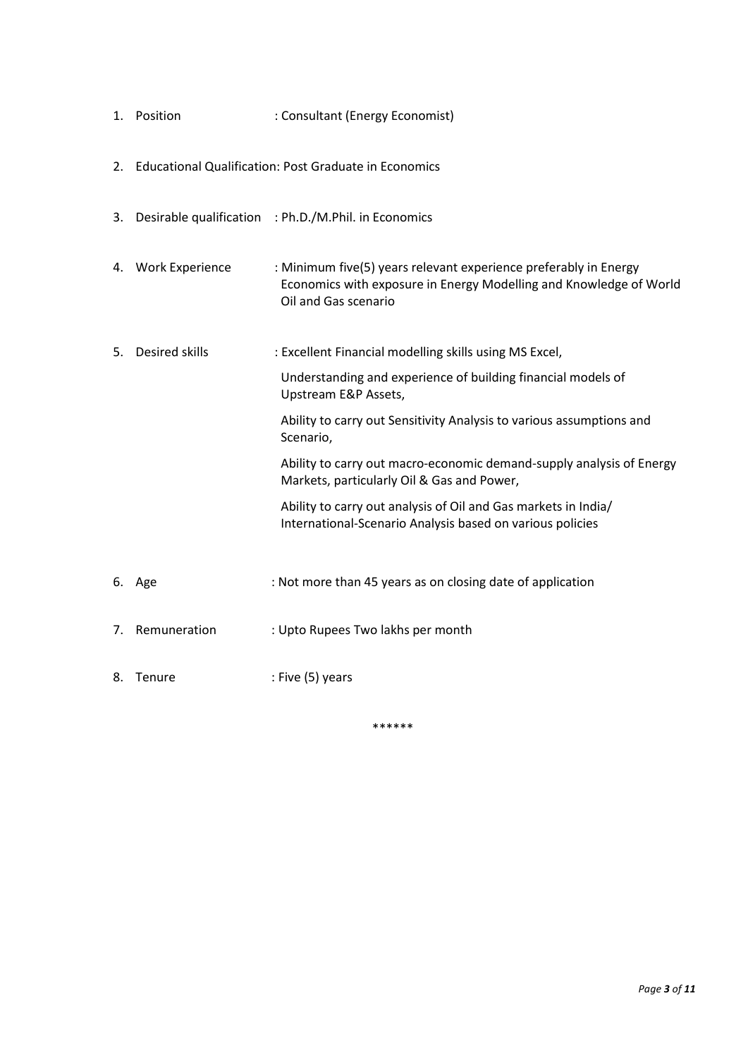1. Position : Consultant (Energy Economist)

2. Educational Qualification: Post Graduate in Economics

3. Desirable qualification : Ph.D./M.Phil. in Economics

4. Work Experience : Minimum five(5) years relevant experience preferably in Energy Economics with exposure in Energy Modelling and Knowledge of World Oil and Gas scenario

5. Desired skills : Excellent Financial modelling skills using MS Excel,

   Understanding and experience of building financial models of Upstream E&P Assets,

   Ability to carry out Sensitivity Analysis to various assumptions and Scenario,

   Ability to carry out macro-economic demand-supply analysis of Energy Markets, particularly Oil & Gas and Power,

   Ability to carry out analysis of Oil and Gas markets in India/ International-Scenario Analysis based on various policies

6. Age : Not more than 45 years as on closing date of application

7. Remuneration : Upto Rupees Two lakhs per month

8. Tenure : Five (5) years

******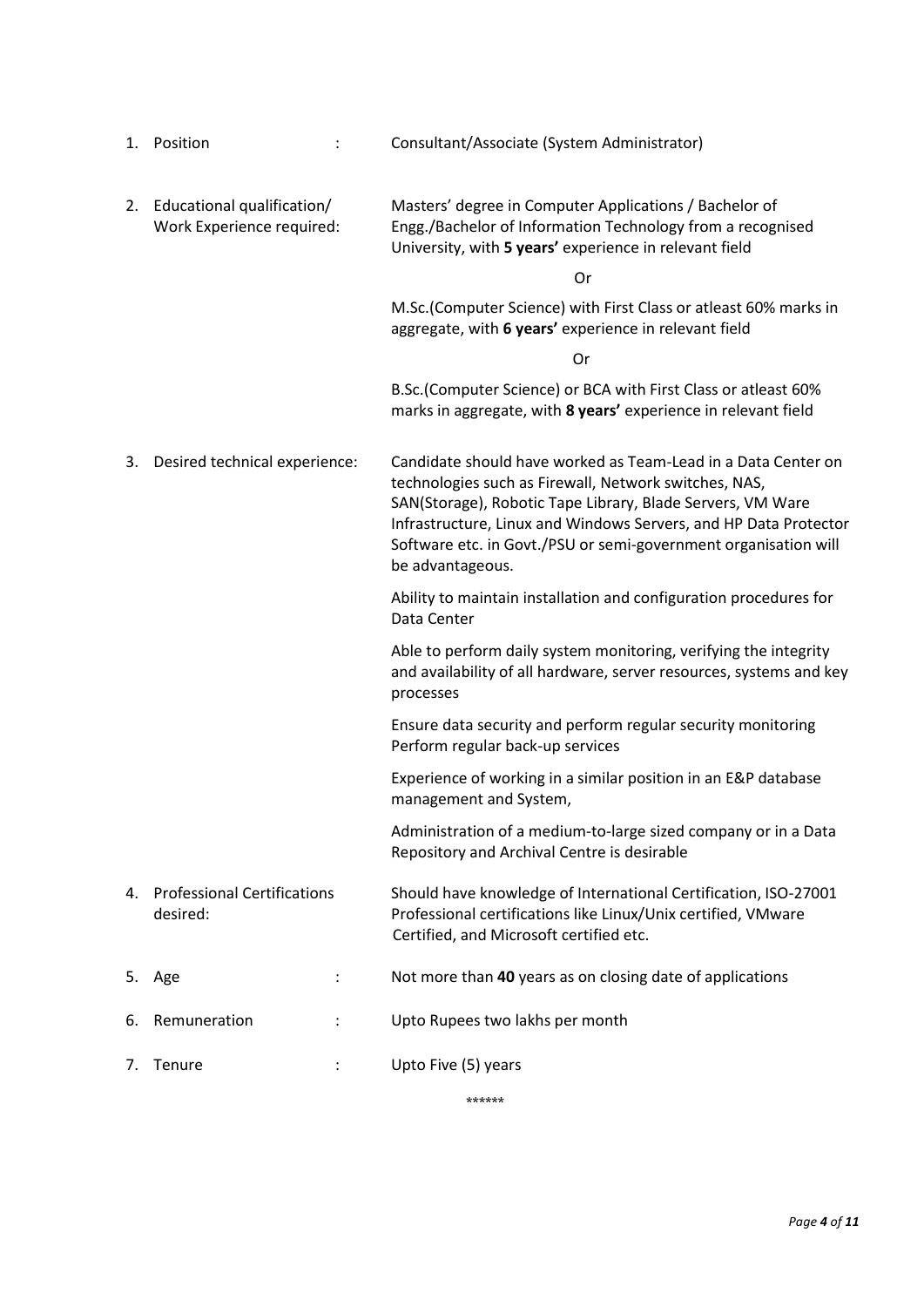| | | |
|---|---|---|
| 1. | Position : | Consultant/Associate (System Administrator) |
| 2. | Educational qualification/ Work Experience required: | Masters' degree in Computer Applications / Bachelor of Engg./Bachelor of Information Technology from a recognised University, with **5 years'** experience in relevant field<br><br>Or<br><br>M.Sc.(Computer Science) with First Class or atleast 60% marks in aggregate, with **6 years'** experience in relevant field<br><br>Or<br><br>B.Sc.(Computer Science) or BCA with First Class or atleast 60% marks in aggregate, with **8 years'** experience in relevant field |
| 3. | Desired technical experience: | Candidate should have worked as Team-Lead in a Data Center on technologies such as Firewall, Network switches, NAS, SAN(Storage), Robotic Tape Library, Blade Servers, VM Ware Infrastructure, Linux and Windows Servers, and HP Data Protector Software etc. in Govt./PSU or semi-government organisation will be advantageous.<br><br>Ability to maintain installation and configuration procedures for Data Center<br><br>Able to perform daily system monitoring, verifying the integrity and availability of all hardware, server resources, systems and key processes<br><br>Ensure data security and perform regular security monitoring Perform regular back-up services<br><br>Experience of working in a similar position in an E&P database management and System,<br><br>Administration of a medium-to-large sized company or in a Data Repository and Archival Centre is desirable |
| 4. | Professional Certifications desired: | Should have knowledge of International Certification, ISO-27001 Professional certifications like Linux/Unix certified, VMware Certified, and Microsoft certified etc. |
| 5. | Age : | Not more than **40** years as on closing date of applications |
| 6. | Remuneration : | Upto Rupees two lakhs per month |
| 7. | Tenure : | Upto Five (5) years |

******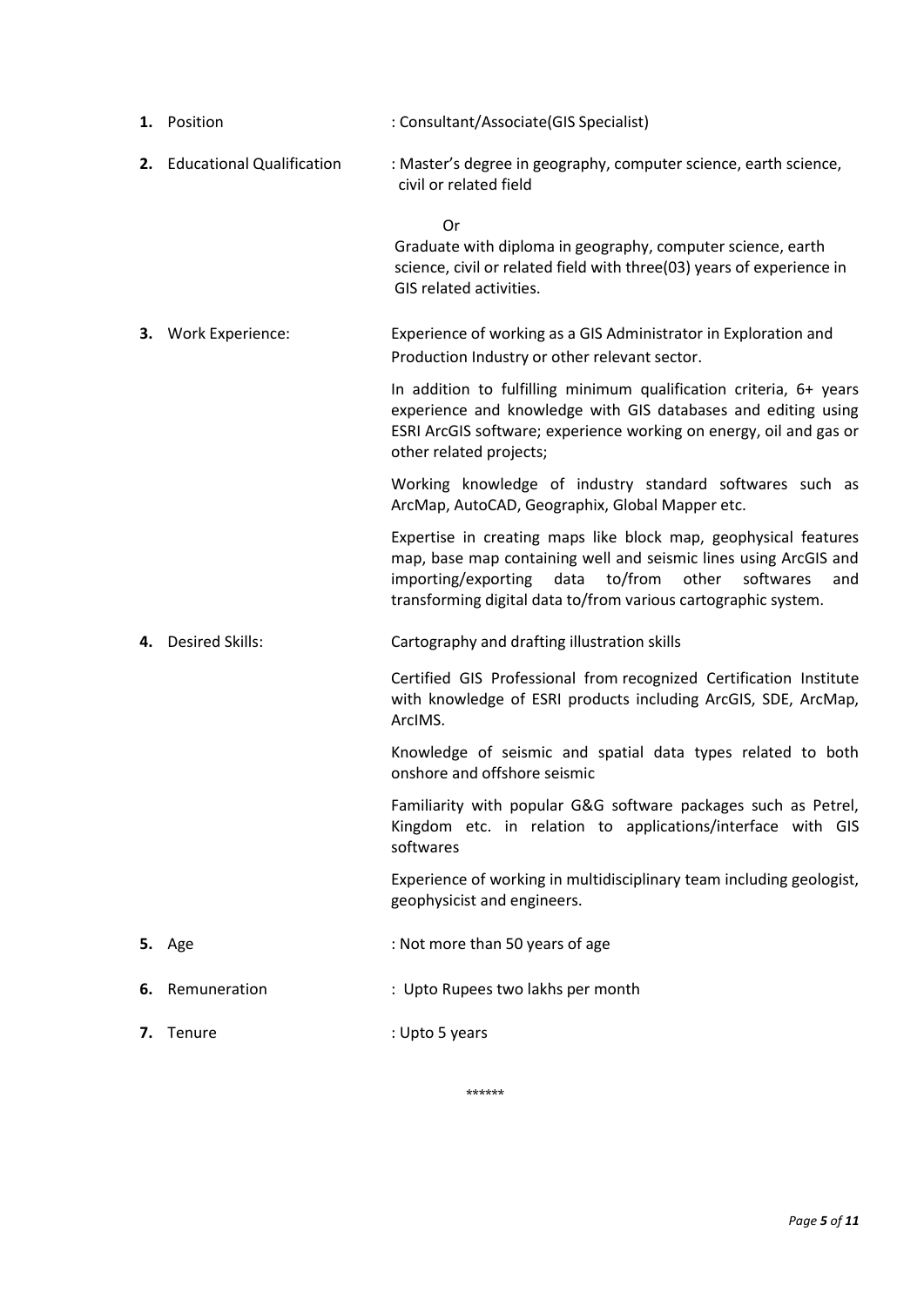1. **Position** : Consultant/Associate(GIS Specialist)

2. **Educational Qualification** : Master's degree in geography, computer science, earth science, civil or related field

   Or

   Graduate with diploma in geography, computer science, earth science, civil or related field with three(03) years of experience in GIS related activities.

3. **Work Experience:** Experience of working as a GIS Administrator in Exploration and Production Industry or other relevant sector.

   In addition to fulfilling minimum qualification criteria, 6+ years experience and knowledge with GIS databases and editing using ESRI ArcGIS software; experience working on energy, oil and gas or other related projects;

   Working knowledge of industry standard softwares such as ArcMap, AutoCAD, Geographix, Global Mapper etc.

   Expertise in creating maps like block map, geophysical features map, base map containing well and seismic lines using ArcGIS and importing/exporting data to/from other softwares and transforming digital data to/from various cartographic system.

4. **Desired Skills:** Cartography and drafting illustration skills

   Certified GIS Professional from recognized Certification Institute with knowledge of ESRI products including ArcGIS, SDE, ArcMap, ArcIMS.

   Knowledge of seismic and spatial data types related to both onshore and offshore seismic

   Familiarity with popular G&G software packages such as Petrel, Kingdom etc. in relation to applications/interface with GIS softwares

   Experience of working in multidisciplinary team including geologist, geophysicist and engineers.

5. **Age** : Not more than 50 years of age

6. **Remuneration** : Upto Rupees two lakhs per month

7. **Tenure** : Upto 5 years

******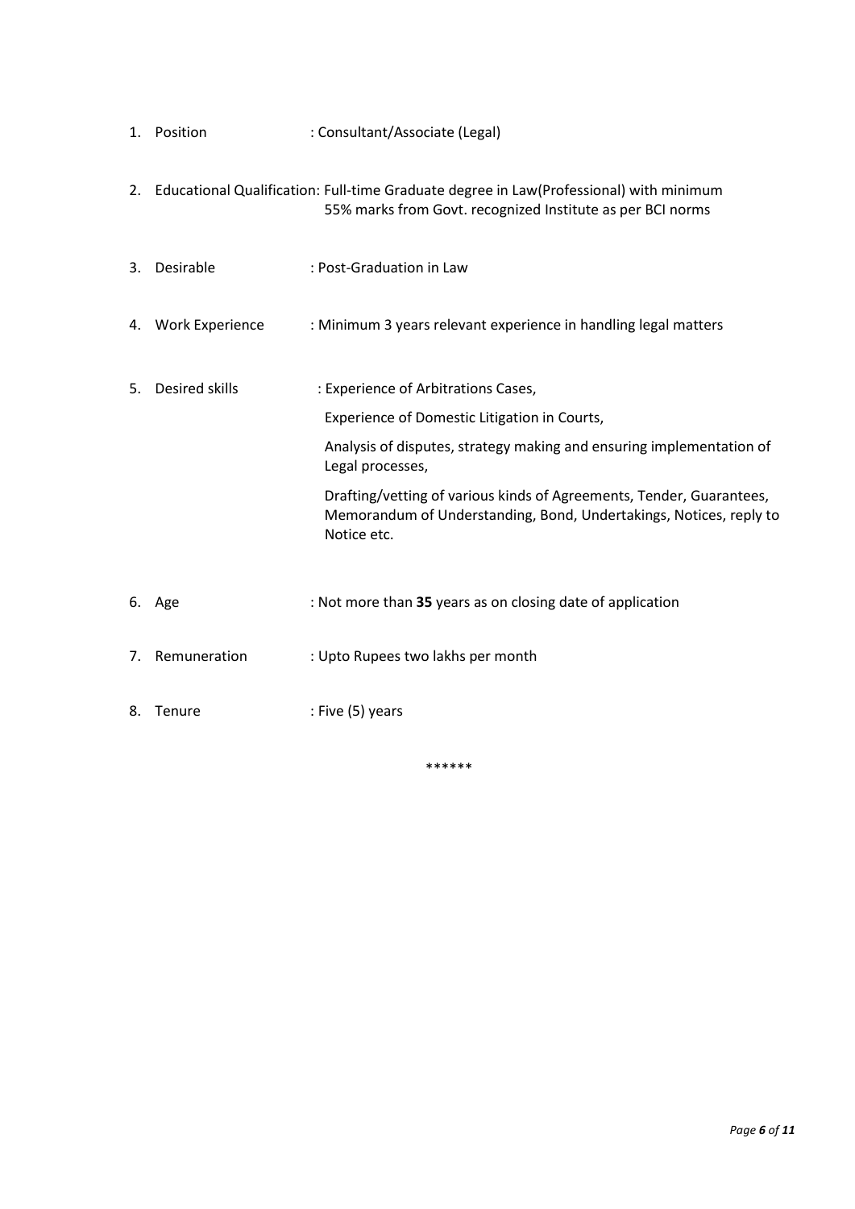1. Position : Consultant/Associate (Legal)

2. Educational Qualification: Full-time Graduate degree in Law(Professional) with minimum 55% marks from Govt. recognized Institute as per BCI norms

3. Desirable : Post-Graduation in Law

4. Work Experience : Minimum 3 years relevant experience in handling legal matters

5. Desired skills : Experience of Arbitrations Cases,

   Experience of Domestic Litigation in Courts,

   Analysis of disputes, strategy making and ensuring implementation of Legal processes,

   Drafting/vetting of various kinds of Agreements, Tender, Guarantees, Memorandum of Understanding, Bond, Undertakings, Notices, reply to Notice etc.

6. Age : Not more than **35** years as on closing date of application

7. Remuneration : Upto Rupees two lakhs per month

8. Tenure : Five (5) years

******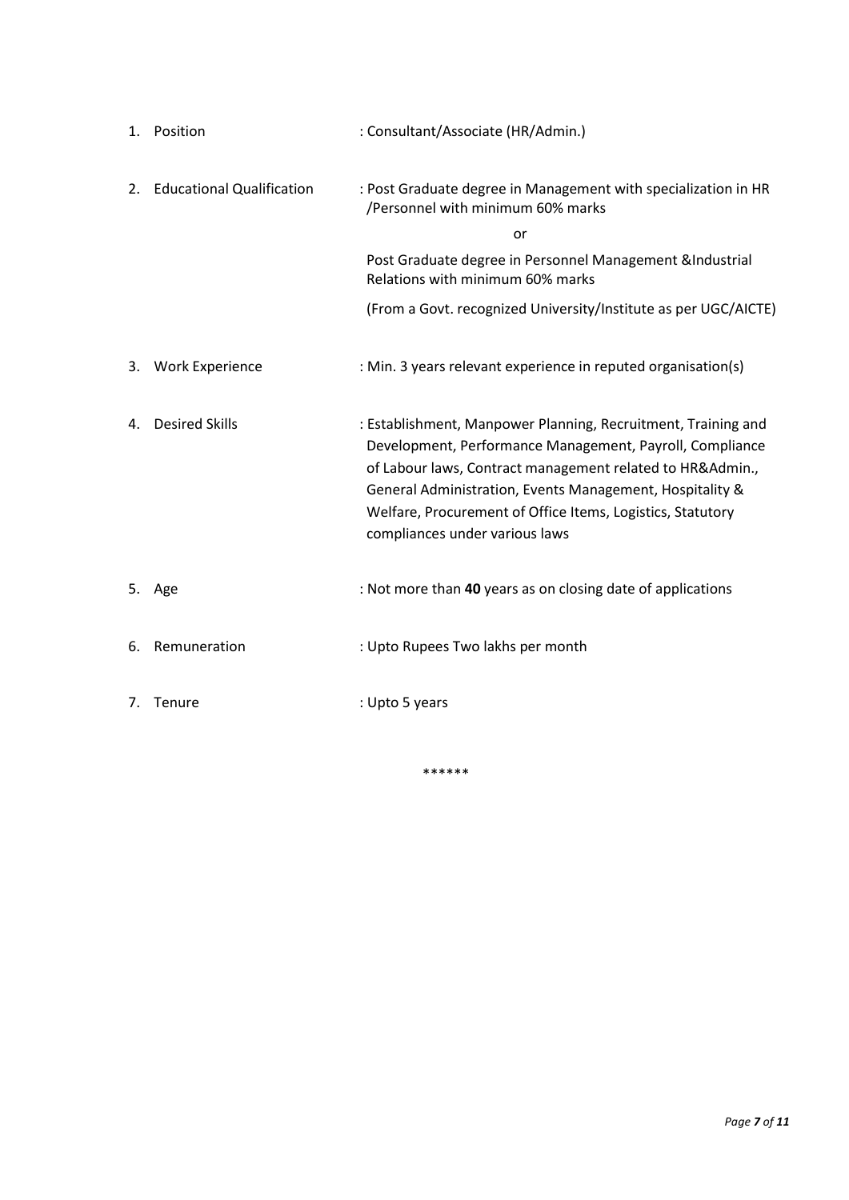| | | |
|---|---|---|
| 1. | Position | : Consultant/Associate (HR/Admin.) |
| 2. | Educational Qualification | : Post Graduate degree in Management with specialization in HR /Personnel with minimum 60% marks<br><br>or<br><br>Post Graduate degree in Personnel Management &Industrial Relations with minimum 60% marks<br><br>(From a Govt. recognized University/Institute as per UGC/AICTE) |
| 3. | Work Experience | : Min. 3 years relevant experience in reputed organisation(s) |
| 4. | Desired Skills | : Establishment, Manpower Planning, Recruitment, Training and Development, Performance Management, Payroll, Compliance of Labour laws, Contract management related to HR&Admin., General Administration, Events Management, Hospitality & Welfare, Procurement of Office Items, Logistics, Statutory compliances under various laws |
| 5. | Age | : Not more than **40** years as on closing date of applications |
| 6. | Remuneration | : Upto Rupees Two lakhs per month |
| 7. | Tenure | : Upto 5 years |

******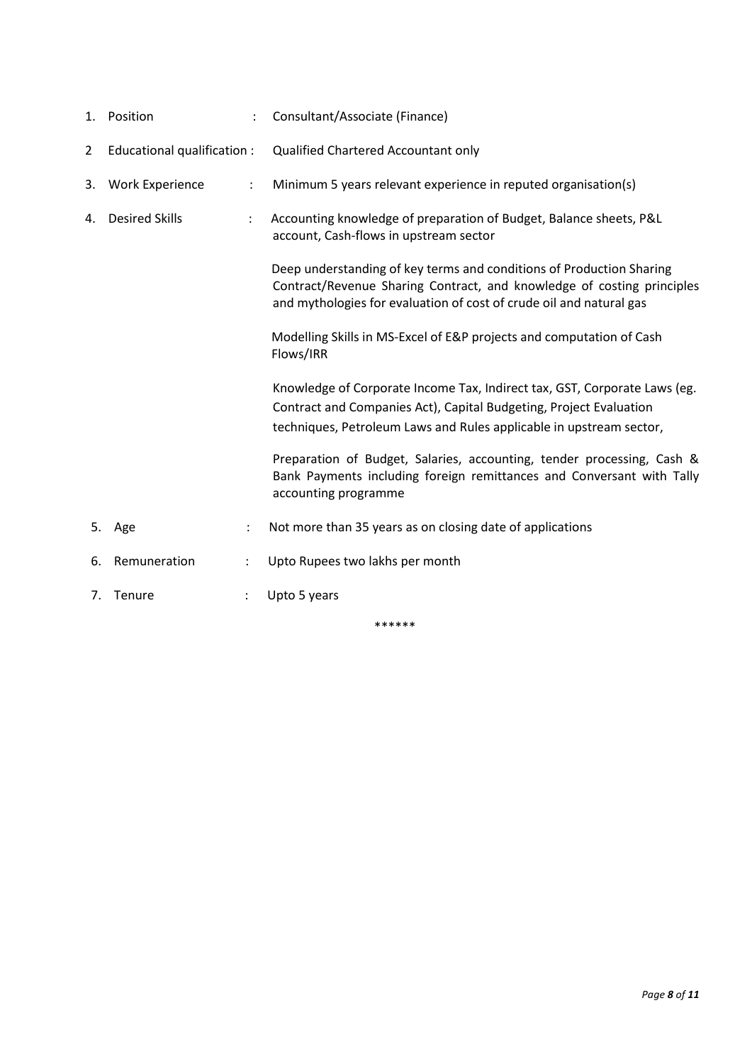| | | | |
|---|---|---|---|
| 1. | Position | : | Consultant/Associate (Finance) |
| 2 | Educational qualification | : | Qualified Chartered Accountant only |
| 3. | Work Experience | : | Minimum 5 years relevant experience in reputed organisation(s) |
| 4. | Desired Skills | : | Accounting knowledge of preparation of Budget, Balance sheets, P&L account, Cash-flows in upstream sector<br><br>Deep understanding of key terms and conditions of Production Sharing Contract/Revenue Sharing Contract, and knowledge of costing principles and mythologies for evaluation of cost of crude oil and natural gas<br><br>Modelling Skills in MS-Excel of E&P projects and computation of Cash Flows/IRR<br><br>Knowledge of Corporate Income Tax, Indirect tax, GST, Corporate Laws (eg. Contract and Companies Act), Capital Budgeting, Project Evaluation techniques, Petroleum Laws and Rules applicable in upstream sector,<br><br>Preparation of Budget, Salaries, accounting, tender processing, Cash & Bank Payments including foreign remittances and Conversant with Tally accounting programme |
| 5. | Age | : | Not more than 35 years as on closing date of applications |
| 6. | Remuneration | : | Upto Rupees two lakhs per month |
| 7. | Tenure | : | Upto 5 years |

******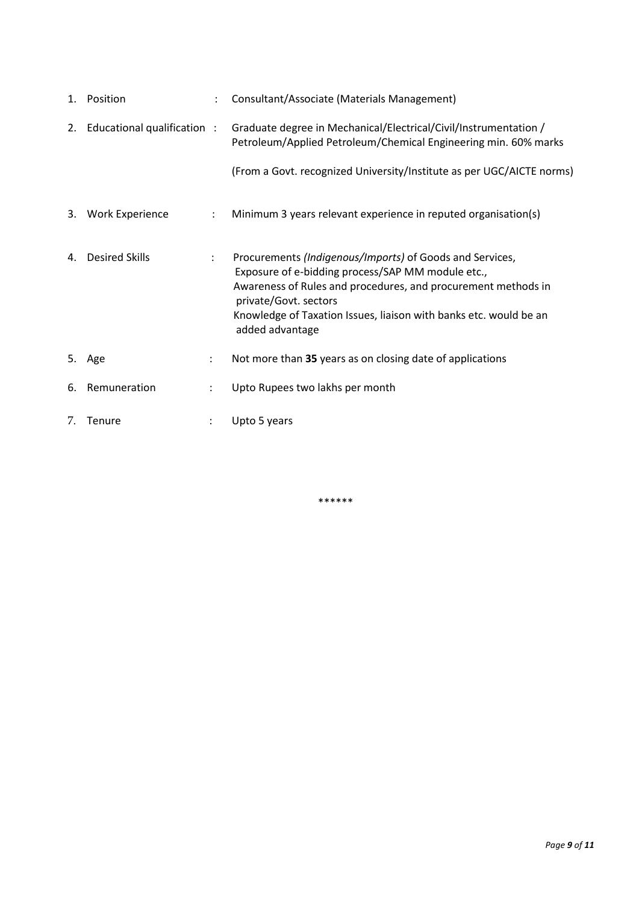1. Position : Consultant/Associate (Materials Management)

2. Educational qualification : Graduate degree in Mechanical/Electrical/Civil/Instrumentation / Petroleum/Applied Petroleum/Chemical Engineering min. 60% marks

   (From a Govt. recognized University/Institute as per UGC/AICTE norms)

3. Work Experience : Minimum 3 years relevant experience in reputed organisation(s)

4. Desired Skills : Procurements *(Indigenous/Imports)* of Goods and Services, Exposure of e-bidding process/SAP MM module etc., Awareness of Rules and procedures, and procurement methods in private/Govt. sectors Knowledge of Taxation Issues, liaison with banks etc. would be an added advantage

5. Age : Not more than **35** years as on closing date of applications

6. Remuneration : Upto Rupees two lakhs per month

7. Tenure : Upto 5 years

******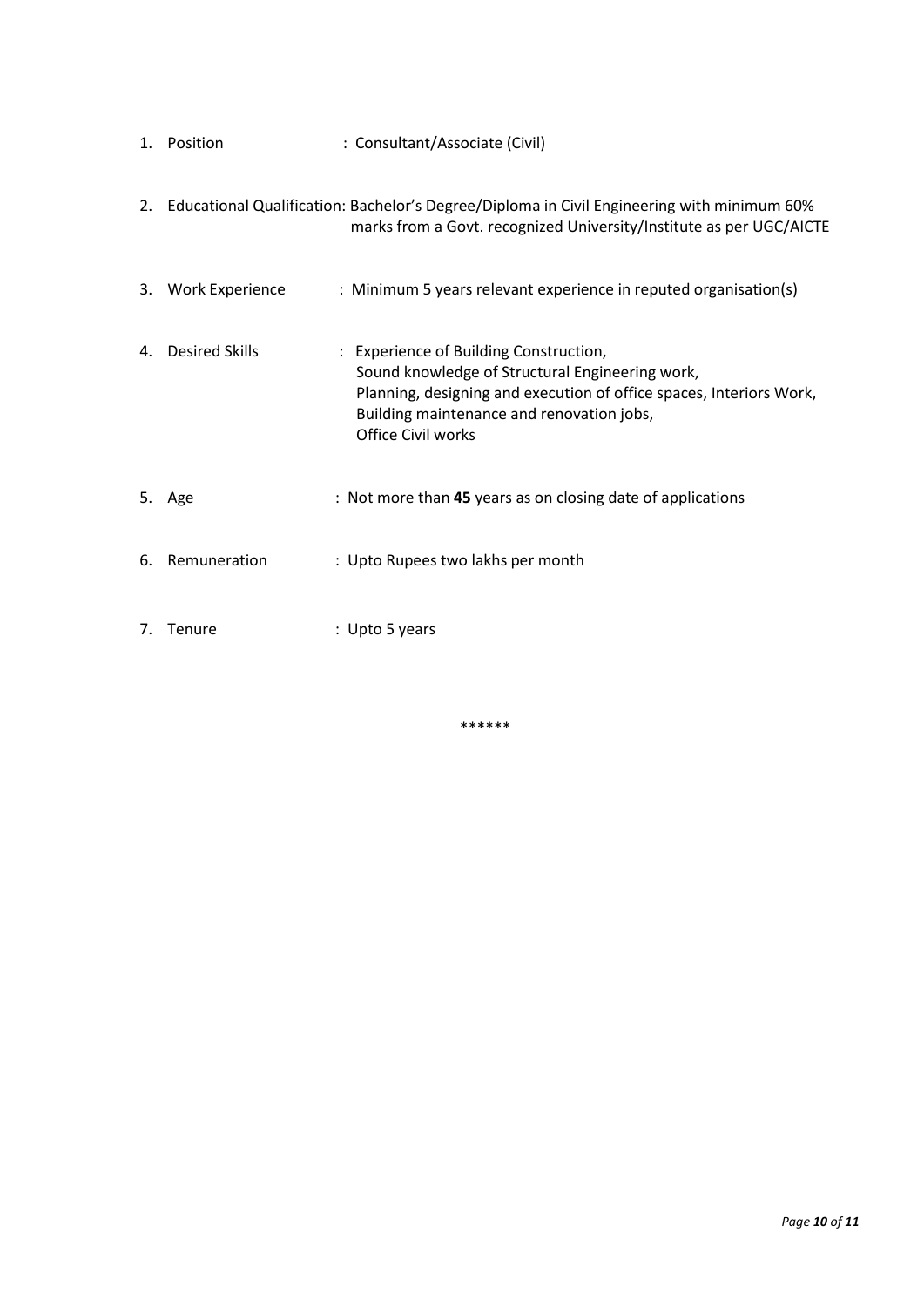1. Position : Consultant/Associate (Civil)

2. Educational Qualification: Bachelor's Degree/Diploma in Civil Engineering with minimum 60% marks from a Govt. recognized University/Institute as per UGC/AICTE

3. Work Experience : Minimum 5 years relevant experience in reputed organisation(s)

4. Desired Skills : Experience of Building Construction,
   Sound knowledge of Structural Engineering work,
   Planning, designing and execution of office spaces, Interiors Work,
   Building maintenance and renovation jobs,
   Office Civil works

5. Age : Not more than **45** years as on closing date of applications

6. Remuneration : Upto Rupees two lakhs per month

7. Tenure : Upto 5 years

******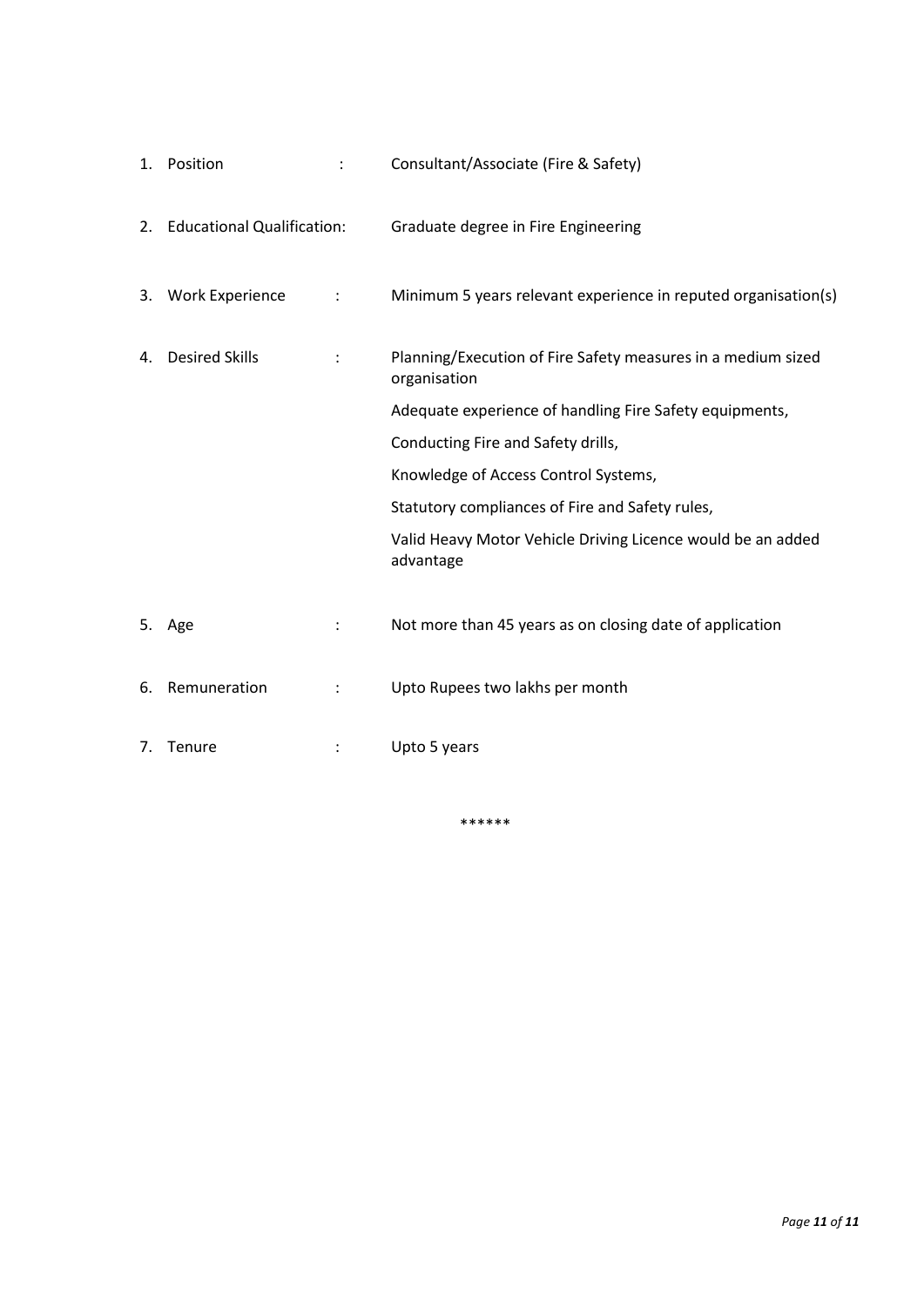| | | | |
|---|---|---|---|
| 1. | Position | : | Consultant/Associate (Fire & Safety) |
| 2. | Educational Qualification: | | Graduate degree in Fire Engineering |
| 3. | Work Experience | : | Minimum 5 years relevant experience in reputed organisation(s) |
| 4. | Desired Skills | : | Planning/Execution of Fire Safety measures in a medium sized organisation<br>Adequate experience of handling Fire Safety equipments,<br>Conducting Fire and Safety drills,<br>Knowledge of Access Control Systems,<br>Statutory compliances of Fire and Safety rules,<br>Valid Heavy Motor Vehicle Driving Licence would be an added advantage |
| 5. | Age | : | Not more than 45 years as on closing date of application |
| 6. | Remuneration | : | Upto Rupees two lakhs per month |
| 7. | Tenure | : | Upto 5 years |

******